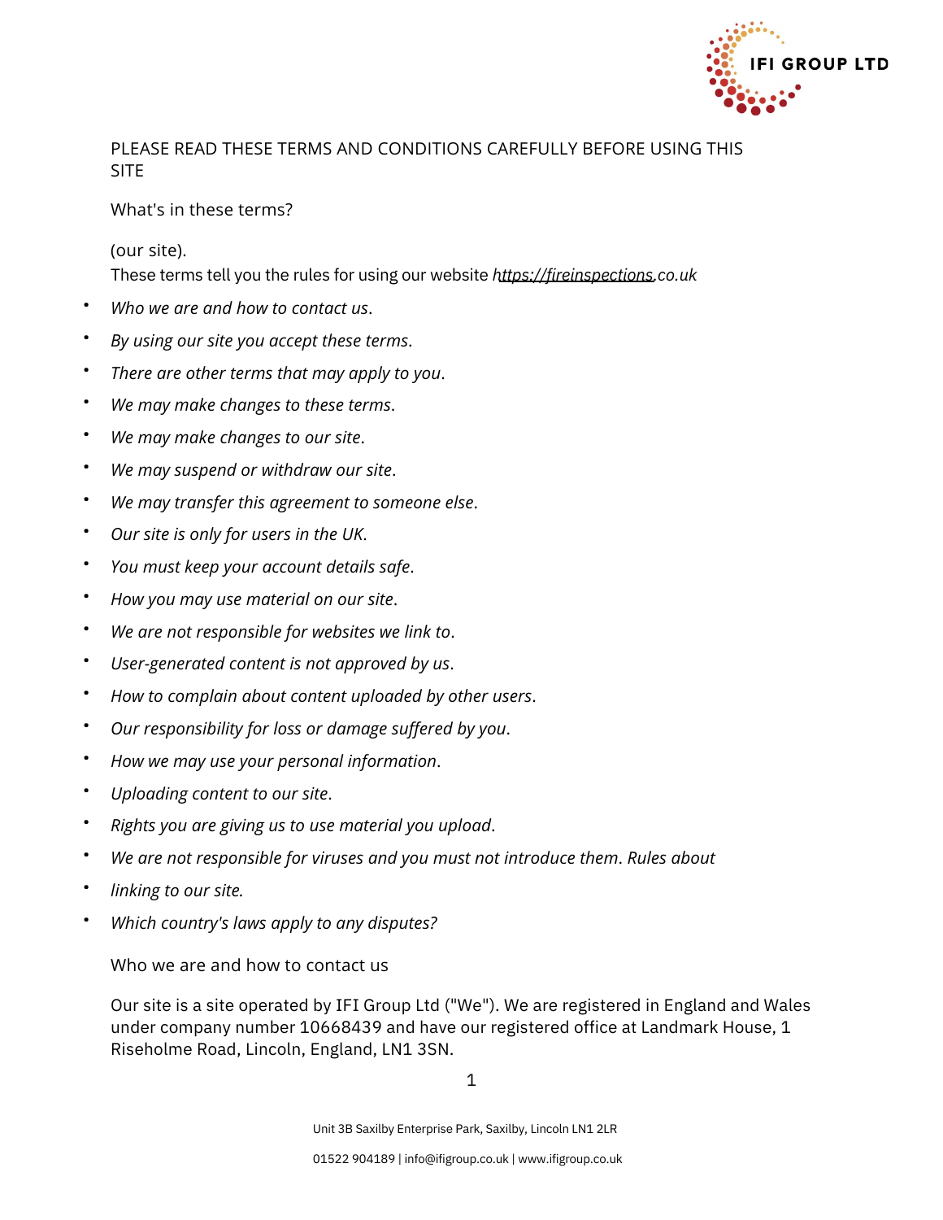PLEASE READ THESE TERMS AND CONDITIONS CAREFULLY BEFORE USING THIS SITE

What's in these terms?

(our site).
These terms tell you the rules for using our website *https://fireinspections.co.uk*

- *Who we are and how to contact us*.
- *By using our site you accept these terms*.
- *There are other terms that may apply to you*.
- *We may make changes to these terms*.
- *We may make changes to our site*.
- *We may suspend or withdraw our site*.
- *We may transfer this agreement to someone else*.
- *Our site is only for users in the UK*.
- *You must keep your account details safe*.
- *How you may use material on our site*.
- *We are not responsible for websites we link to*.
- *User-generated content is not approved by us*.
- *How to complain about content uploaded by other users*.
- *Our responsibility for loss or damage suffered by you*.
- *How we may use your personal information*.
- *Uploading content to our site*.
- *Rights you are giving us to use material you upload*.
- *We are not responsible for viruses and you must not introduce them*. *Rules about*
- *linking to our site.*
- *Which country's laws apply to any disputes?*

Who we are and how to contact us

Our site is a site operated by IFI Group Ltd ("We"). We are registered in England and Wales under company number 10668439 and have our registered office at Landmark House, 1 Riseholme Road, Lincoln, England, LN1 3SN.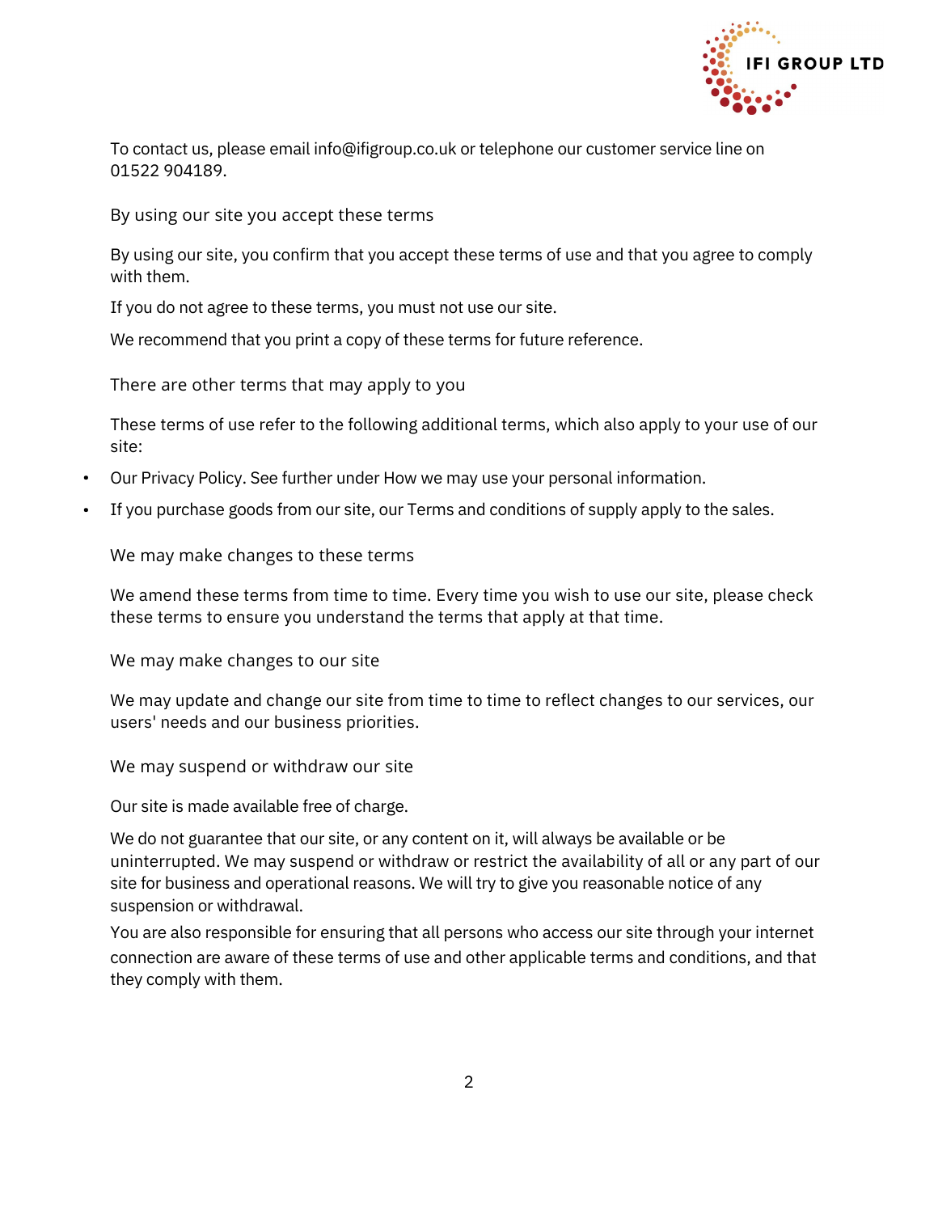To contact us, please email info@ifigroup.co.uk or telephone our customer service line on 01522 904189.

## By using our site you accept these terms

By using our site, you confirm that you accept these terms of use and that you agree to comply with them.

If you do not agree to these terms, you must not use our site.

We recommend that you print a copy of these terms for future reference.

## There are other terms that may apply to you

These terms of use refer to the following additional terms, which also apply to your use of our site:

- Our Privacy Policy. See further under How we may use your personal information.
- If you purchase goods from our site, our Terms and conditions of supply apply to the sales.

## We may make changes to these terms

We amend these terms from time to time. Every time you wish to use our site, please check these terms to ensure you understand the terms that apply at that time.

## We may make changes to our site

We may update and change our site from time to time to reflect changes to our services, our users' needs and our business priorities.

## We may suspend or withdraw our site

Our site is made available free of charge.

We do not guarantee that our site, or any content on it, will always be available or be uninterrupted. We may suspend or withdraw or restrict the availability of all or any part of our site for business and operational reasons. We will try to give you reasonable notice of any suspension or withdrawal.

You are also responsible for ensuring that all persons who access our site through your internet connection are aware of these terms of use and other applicable terms and conditions, and that they comply with them.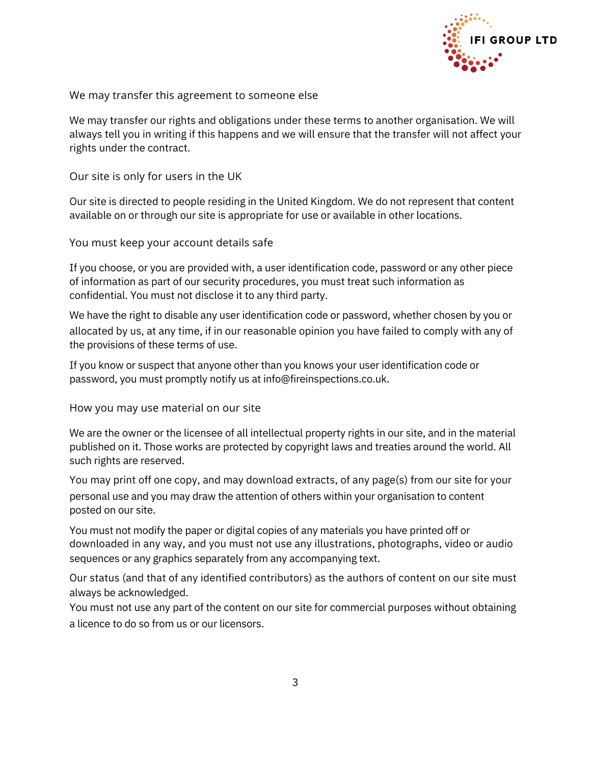## We may transfer this agreement to someone else

We may transfer our rights and obligations under these terms to another organisation. We will always tell you in writing if this happens and we will ensure that the transfer will not affect your rights under the contract.

## Our site is only for users in the UK

Our site is directed to people residing in the United Kingdom. We do not represent that content available on or through our site is appropriate for use or available in other locations.

## You must keep your account details safe

If you choose, or you are provided with, a user identification code, password or any other piece of information as part of our security procedures, you must treat such information as confidential. You must not disclose it to any third party.

We have the right to disable any user identification code or password, whether chosen by you or allocated by us, at any time, if in our reasonable opinion you have failed to comply with any of the provisions of these terms of use.

If you know or suspect that anyone other than you knows your user identification code or password, you must promptly notify us at info@fireinspections.co.uk.

## How you may use material on our site

We are the owner or the licensee of all intellectual property rights in our site, and in the material published on it. Those works are protected by copyright laws and treaties around the world. All such rights are reserved.

You may print off one copy, and may download extracts, of any page(s) from our site for your personal use and you may draw the attention of others within your organisation to content posted on our site.

You must not modify the paper or digital copies of any materials you have printed off or downloaded in any way, and you must not use any illustrations, photographs, video or audio sequences or any graphics separately from any accompanying text.

Our status (and that of any identified contributors) as the authors of content on our site must always be acknowledged.

You must not use any part of the content on our site for commercial purposes without obtaining a licence to do so from us or our licensors.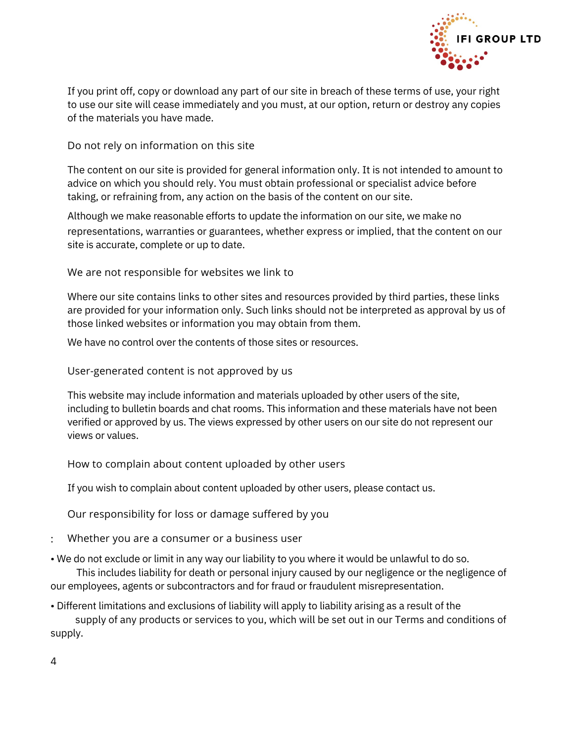If you print off, copy or download any part of our site in breach of these terms of use, your right to use our site will cease immediately and you must, at our option, return or destroy any copies of the materials you have made.

## Do not rely on information on this site

The content on our site is provided for general information only. It is not intended to amount to advice on which you should rely. You must obtain professional or specialist advice before taking, or refraining from, any action on the basis of the content on our site.

Although we make reasonable efforts to update the information on our site, we make no representations, warranties or guarantees, whether express or implied, that the content on our site is accurate, complete or up to date.

## We are not responsible for websites we link to

Where our site contains links to other sites and resources provided by third parties, these links are provided for your information only. Such links should not be interpreted as approval by us of those linked websites or information you may obtain from them.

We have no control over the contents of those sites or resources.

## User-generated content is not approved by us

This website may include information and materials uploaded by other users of the site, including to bulletin boards and chat rooms. This information and these materials have not been verified or approved by us. The views expressed by other users on our site do not represent our views or values.

## How to complain about content uploaded by other users

If you wish to complain about content uploaded by other users, please contact us.

## Our responsibility for loss or damage suffered by you

### Whether you are a consumer or a business user

- We do not exclude or limit in any way our liability to you where it would be unlawful to do so. This includes liability for death or personal injury caused by our negligence or the negligence of our employees, agents or subcontractors and for fraud or fraudulent misrepresentation.
- Different limitations and exclusions of liability will apply to liability arising as a result of the supply of any products or services to you, which will be set out in our Terms and conditions of supply.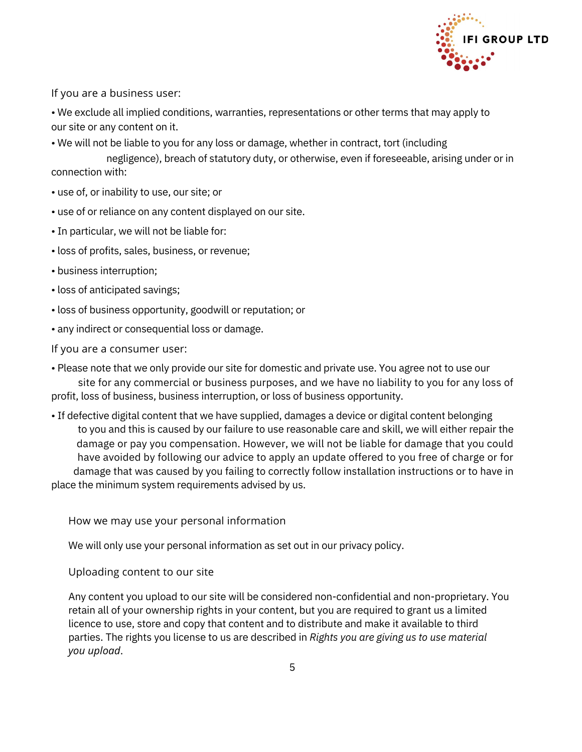If you are a business user:

- We exclude all implied conditions, warranties, representations or other terms that may apply to our site or any content on it.
- We will not be liable to you for any loss or damage, whether in contract, tort (including negligence), breach of statutory duty, or otherwise, even if foreseeable, arising under or in connection with:
- use of, or inability to use, our site; or
- use of or reliance on any content displayed on our site.
- In particular, we will not be liable for:
- loss of profits, sales, business, or revenue;
- business interruption;
- loss of anticipated savings;
- loss of business opportunity, goodwill or reputation; or
- any indirect or consequential loss or damage.

If you are a consumer user:

- Please note that we only provide our site for domestic and private use. You agree not to use our site for any commercial or business purposes, and we have no liability to you for any loss of profit, loss of business, business interruption, or loss of business opportunity.
- If defective digital content that we have supplied, damages a device or digital content belonging to you and this is caused by our failure to use reasonable care and skill, we will either repair the damage or pay you compensation. However, we will not be liable for damage that you could have avoided by following our advice to apply an update offered to you free of charge or for damage that was caused by you failing to correctly follow installation instructions or to have in place the minimum system requirements advised by us.

## How we may use your personal information

We will only use your personal information as set out in our privacy policy.

## Uploading content to our site

Any content you upload to our site will be considered non-confidential and non-proprietary. You retain all of your ownership rights in your content, but you are required to grant us a limited licence to use, store and copy that content and to distribute and make it available to third parties. The rights you license to us are described in *Rights you are giving us to use material you upload*.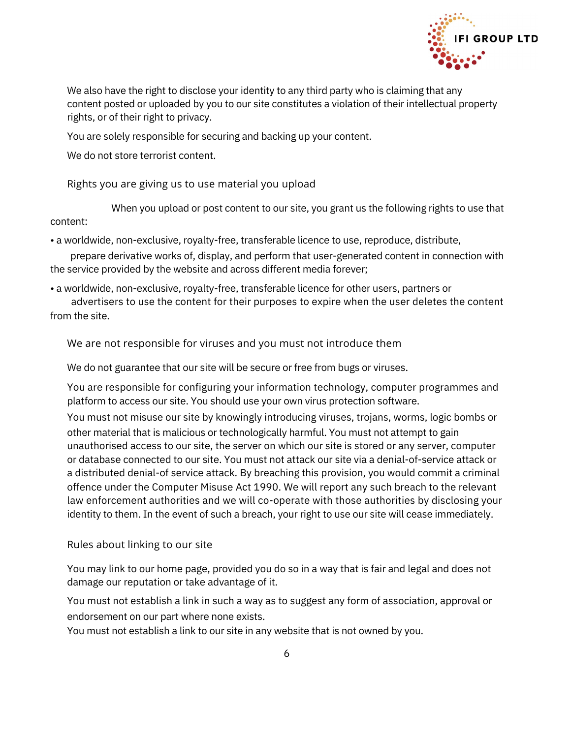We also have the right to disclose your identity to any third party who is claiming that any content posted or uploaded by you to our site constitutes a violation of their intellectual property rights, or of their right to privacy.

You are solely responsible for securing and backing up your content.

We do not store terrorist content.

## Rights you are giving us to use material you upload

When you upload or post content to our site, you grant us the following rights to use that content:

- a worldwide, non-exclusive, royalty-free, transferable licence to use, reproduce, distribute, prepare derivative works of, display, and perform that user-generated content in connection with the service provided by the website and across different media forever;
- a worldwide, non-exclusive, royalty-free, transferable licence for other users, partners or advertisers to use the content for their purposes to expire when the user deletes the content from the site.

## We are not responsible for viruses and you must not introduce them

We do not guarantee that our site will be secure or free from bugs or viruses.

You are responsible for configuring your information technology, computer programmes and platform to access our site. You should use your own virus protection software.

You must not misuse our site by knowingly introducing viruses, trojans, worms, logic bombs or other material that is malicious or technologically harmful. You must not attempt to gain unauthorised access to our site, the server on which our site is stored or any server, computer or database connected to our site. You must not attack our site via a denial-of-service attack or a distributed denial-of service attack. By breaching this provision, you would commit a criminal offence under the Computer Misuse Act 1990. We will report any such breach to the relevant law enforcement authorities and we will co-operate with those authorities by disclosing your identity to them. In the event of such a breach, your right to use our site will cease immediately.

## Rules about linking to our site

You may link to our home page, provided you do so in a way that is fair and legal and does not damage our reputation or take advantage of it.

You must not establish a link in such a way as to suggest any form of association, approval or endorsement on our part where none exists.

You must not establish a link to our site in any website that is not owned by you.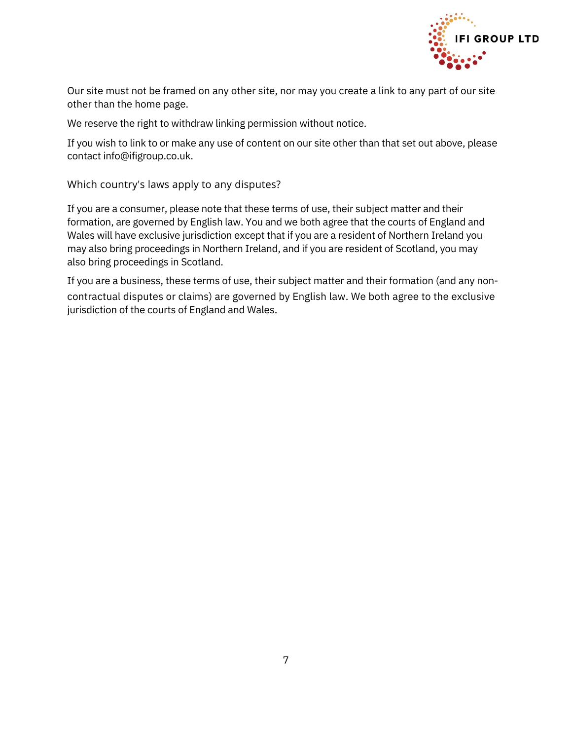Our site must not be framed on any other site, nor may you create a link to any part of our site other than the home page.

We reserve the right to withdraw linking permission without notice.

If you wish to link to or make any use of content on our site other than that set out above, please contact info@ifigroup.co.uk.

## Which country's laws apply to any disputes?

If you are a consumer, please note that these terms of use, their subject matter and their formation, are governed by English law. You and we both agree that the courts of England and Wales will have exclusive jurisdiction except that if you are a resident of Northern Ireland you may also bring proceedings in Northern Ireland, and if you are resident of Scotland, you may also bring proceedings in Scotland.

If you are a business, these terms of use, their subject matter and their formation (and any non-contractual disputes or claims) are governed by English law. We both agree to the exclusive jurisdiction of the courts of England and Wales.